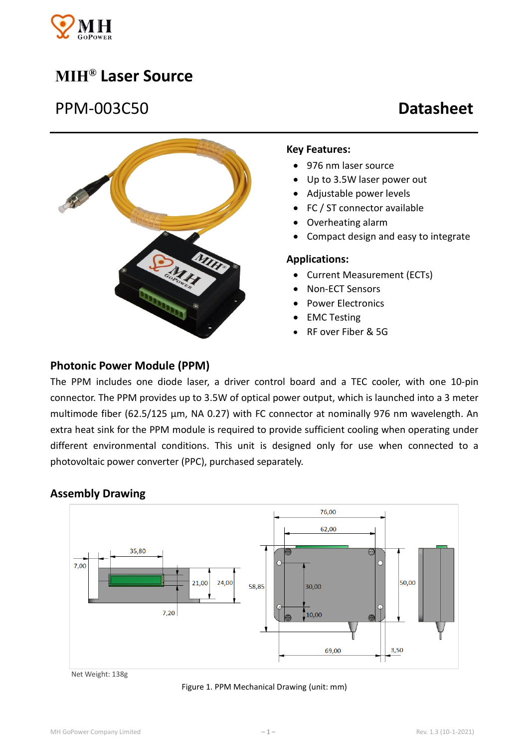# MIH® Laser Source

## PPM-003C50 Datasheet

**Key Features:**

- 976 nm laser source
- Up to 3.5W laser power out
- Adjustable power levels
- FC / ST connector available
- Overheating alarm
- Compact design and easy to integrate

**Applications:**

- Current Measurement (ECTs)
- Non-ECT Sensors
- Power Electronics
- EMC Testing
- RF over Fiber & 5G

### Photonic Power Module (PPM)

The PPM includes one diode laser, a driver control board and a TEC cooler, with one 10-pin connector. The PPM provides up to 3.5W of optical power output, which is launched into a 3 meter multimode fiber (62.5/125 µm, NA 0.27) with FC connector at nominally 976 nm wavelength. An extra heat sink for the PPM module is required to provide sufficient cooling when operating under different environmental conditions. This unit is designed only for use when connected to a photovoltaic power converter (PPC), purchased separately.

### Assembly Drawing

Net Weight: 138g

Figure 1. PPM Mechanical Drawing (unit: mm)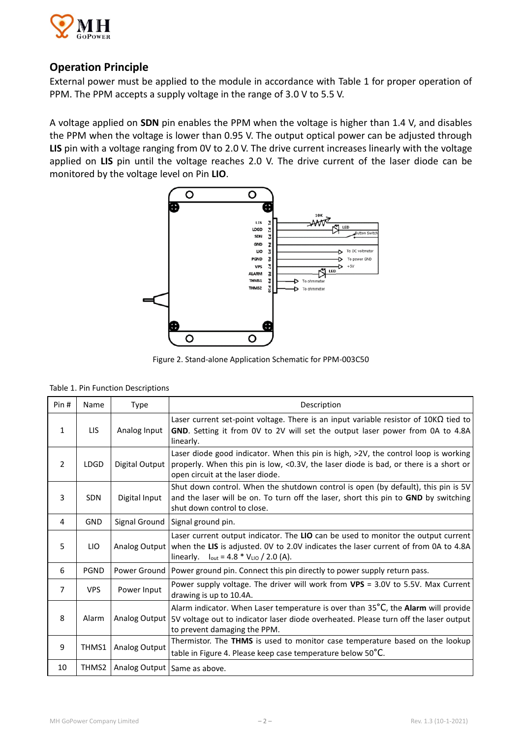## Operation Principle

External power must be applied to the module in accordance with Table 1 for proper operation of PPM. The PPM accepts a supply voltage in the range of 3.0 V to 5.5 V.

A voltage applied on **SDN** pin enables the PPM when the voltage is higher than 1.4 V, and disables the PPM when the voltage is lower than 0.95 V. The output optical power can be adjusted through **LIS** pin with a voltage ranging from 0V to 2.0 V. The drive current increases linearly with the voltage applied on **LIS** pin until the voltage reaches 2.0 V. The drive current of the laser diode can be monitored by the voltage level on Pin **LIO**.

Figure 2. Stand-alone Application Schematic for PPM-003C50

Table 1. Pin Function Descriptions

| Pin # | Name | Type | Description |
|---|---|---|---|
| 1 | LIS | Analog Input | Laser current set-point voltage. There is an input variable resistor of 10KΩ tied to **GND**. Setting it from 0V to 2V will set the output laser power from 0A to 4.8A linearly. |
| 2 | LDGD | Digital Output | Laser diode good indicator. When this pin is high, >2V, the control loop is working properly. When this pin is low, <0.3V, the laser diode is bad, or there is a short or open circuit at the laser diode. |
| 3 | SDN | Digital Input | Shut down control. When the shutdown control is open (by default), this pin is 5V and the laser will be on. To turn off the laser, short this pin to **GND** by switching shut down control to close. |
| 4 | GND | Signal Ground | Signal ground pin. |
| 5 | LIO | Analog Output | Laser current output indicator. The **LIO** can be used to monitor the output current when the **LIS** is adjusted. 0V to 2.0V indicates the laser current of from 0A to 4.8A linearly. $I_{out} = 4.8 * V_{LIO} / 2.0$ (A). |
| 6 | PGND | Power Ground | Power ground pin. Connect this pin directly to power supply return pass. |
| 7 | VPS | Power Input | Power supply voltage. The driver will work from **VPS** = 3.0V to 5.5V. Max Current drawing is up to 10.4A. |
| 8 | Alarm | Analog Output | Alarm indicator. When Laser temperature is over than 35°C, the **Alarm** will provide 5V voltage out to indicator laser diode overheated. Please turn off the laser output to prevent damaging the PPM. |
| 9 | THMS1 | Analog Output | Thermistor. The **THMS** is used to monitor case temperature based on the lookup table in Figure 4. Please keep case temperature below 50°C. |
| 10 | THMS2 | Analog Output | Same as above. |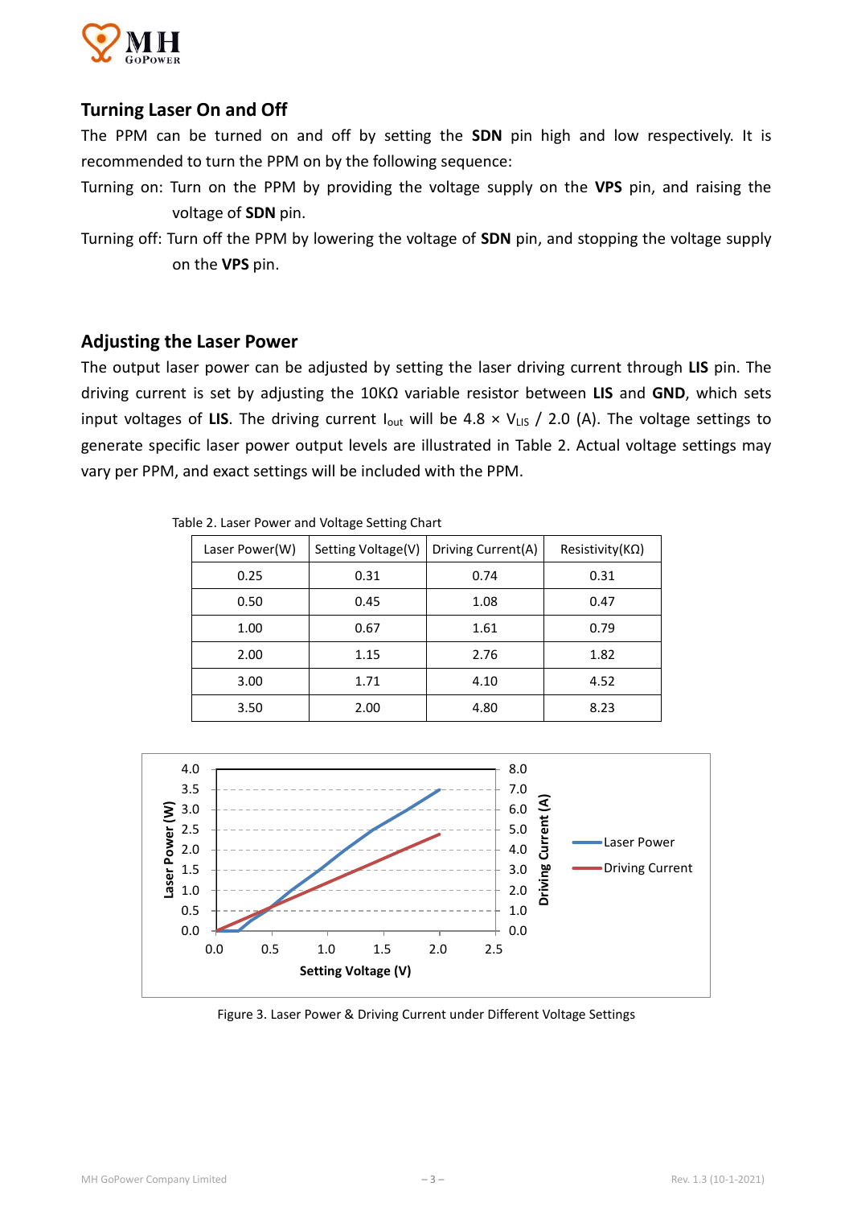## Turning Laser On and Off

The PPM can be turned on and off by setting the **SDN** pin high and low respectively. It is recommended to turn the PPM on by the following sequence:

Turning on: Turn on the PPM by providing the voltage supply on the **VPS** pin, and raising the voltage of **SDN** pin.

Turning off: Turn off the PPM by lowering the voltage of **SDN** pin, and stopping the voltage supply on the **VPS** pin.

## Adjusting the Laser Power

The output laser power can be adjusted by setting the laser driving current through **LIS** pin. The driving current is set by adjusting the 10KΩ variable resistor between **LIS** and **GND**, which sets input voltages of **LIS**. The driving current $I_{out}$ will be 4.8 × $V_{LIS}$ / 2.0 (A). The voltage settings to generate specific laser power output levels are illustrated in Table 2. Actual voltage settings may vary per PPM, and exact settings will be included with the PPM.

Table 2. Laser Power and Voltage Setting Chart

| Laser Power(W) | Setting Voltage(V) | Driving Current(A) | Resistivity(KΩ) |
|---|---|---|---|
| 0.25 | 0.31 | 0.74 | 0.31 |
| 0.50 | 0.45 | 1.08 | 0.47 |
| 1.00 | 0.67 | 1.61 | 0.79 |
| 2.00 | 1.15 | 2.76 | 1.82 |
| 3.00 | 1.71 | 4.10 | 4.52 |
| 3.50 | 2.00 | 4.80 | 8.23 |

Figure 3. Laser Power & Driving Current under Different Voltage Settings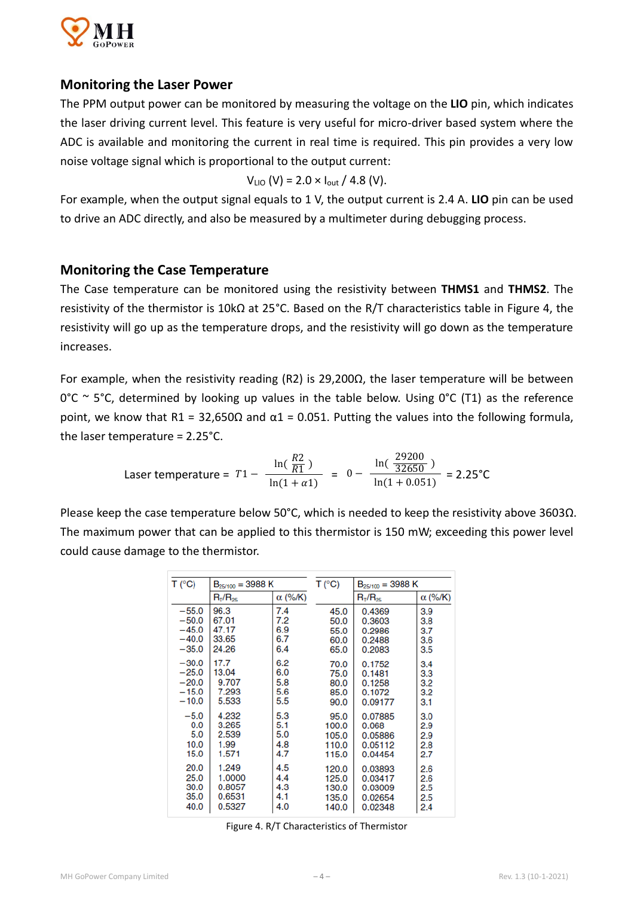## Monitoring the Laser Power

The PPM output power can be monitored by measuring the voltage on the **LIO** pin, which indicates the laser driving current level. This feature is very useful for micro-driver based system where the ADC is available and monitoring the current in real time is required. This pin provides a very low noise voltage signal which is proportional to the output current:

$$V_{LIO}\ (V) = 2.0 \times I_{out} / 4.8\ (V).$$

For example, when the output signal equals to 1 V, the output current is 2.4 A. **LIO** pin can be used to drive an ADC directly, and also be measured by a multimeter during debugging process.

## Monitoring the Case Temperature

The Case temperature can be monitored using the resistivity between **THMS1** and **THMS2**. The resistivity of the thermistor is 10kΩ at 25°C. Based on the R/T characteristics table in Figure 4, the resistivity will go up as the temperature drops, and the resistivity will go down as the temperature increases.

For example, when the resistivity reading (R2) is 29,200Ω, the laser temperature will be between 0°C ~ 5°C, determined by looking up values in the table below. Using 0°C (T1) as the reference point, we know that R1 = 32,650Ω and α1 = 0.051. Putting the values into the following formula, the laser temperature = 2.25°C.

$$\text{Laser temperature} = T1 - \frac{\ln(\frac{R2}{R1})}{\ln(1+\alpha 1)} = 0 - \frac{\ln(\frac{29200}{32650})}{\ln(1+0.051)} = 2.25°\text{C}$$

Please keep the case temperature below 50°C, which is needed to keep the resistivity above 3603Ω. The maximum power that can be applied to this thermistor is 150 mW; exceeding this power level could cause damage to the thermistor.

| T (°C) | $B_{25/100}$ = 3988 K | | T (°C) | $B_{25/100}$ = 3988 K | |
|---|---|---|---|---|---|
| | $R_T/R_{25}$ | α (%/K) | | $R_T/R_{25}$ | α (%/K) |
| −55.0 | 96.3 | 7.4 | 45.0 | 0.4369 | 3.9 |
| −50.0 | 67.01 | 7.2 | 50.0 | 0.3603 | 3.8 |
| −45.0 | 47.17 | 6.9 | 55.0 | 0.2986 | 3.7 |
| −40.0 | 33.65 | 6.7 | 60.0 | 0.2488 | 3.6 |
| −35.0 | 24.26 | 6.4 | 65.0 | 0.2083 | 3.5 |
| −30.0 | 17.7 | 6.2 | 70.0 | 0.1752 | 3.4 |
| −25.0 | 13.04 | 6.0 | 75.0 | 0.1481 | 3.3 |
| −20.0 | 9.707 | 5.8 | 80.0 | 0.1258 | 3.2 |
| −15.0 | 7.293 | 5.6 | 85.0 | 0.1072 | 3.2 |
| −10.0 | 5.533 | 5.5 | 90.0 | 0.09177 | 3.1 |
| −5.0 | 4.232 | 5.3 | 95.0 | 0.07885 | 3.0 |
| 0.0 | 3.265 | 5.1 | 100.0 | 0.068 | 2.9 |
| 5.0 | 2.539 | 5.0 | 105.0 | 0.05886 | 2.9 |
| 10.0 | 1.99 | 4.8 | 110.0 | 0.05112 | 2.8 |
| 15.0 | 1.571 | 4.7 | 115.0 | 0.04454 | 2.7 |
| 20.0 | 1.249 | 4.5 | 120.0 | 0.03893 | 2.6 |
| 25.0 | 1.0000 | 4.4 | 125.0 | 0.03417 | 2.6 |
| 30.0 | 0.8057 | 4.3 | 130.0 | 0.03009 | 2.5 |
| 35.0 | 0.6531 | 4.1 | 135.0 | 0.02654 | 2.5 |
| 40.0 | 0.5327 | 4.0 | 140.0 | 0.02348 | 2.4 |

Figure 4. R/T Characteristics of Thermistor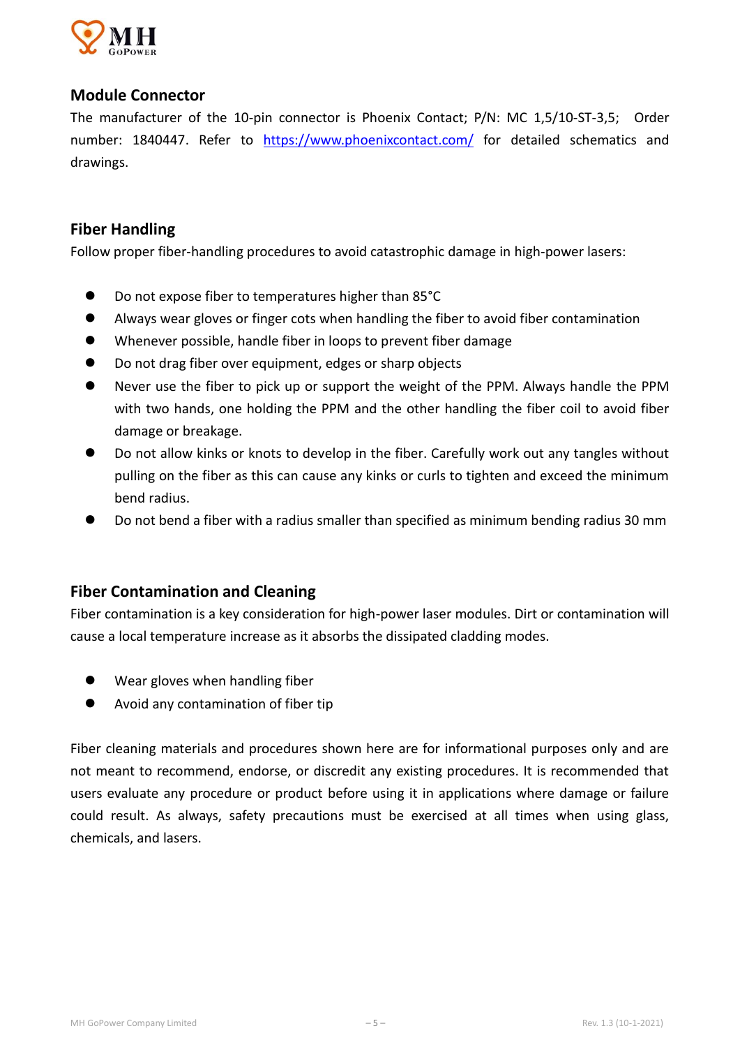## Module Connector

The manufacturer of the 10-pin connector is Phoenix Contact; P/N: MC 1,5/10-ST-3,5; Order number: 1840447. Refer to [https://www.phoenixcontact.com/](https://www.phoenixcontact.com/) for detailed schematics and drawings.

## Fiber Handling

Follow proper fiber-handling procedures to avoid catastrophic damage in high-power lasers:

- Do not expose fiber to temperatures higher than 85°C
- Always wear gloves or finger cots when handling the fiber to avoid fiber contamination
- Whenever possible, handle fiber in loops to prevent fiber damage
- Do not drag fiber over equipment, edges or sharp objects
- Never use the fiber to pick up or support the weight of the PPM. Always handle the PPM with two hands, one holding the PPM and the other handling the fiber coil to avoid fiber damage or breakage.
- Do not allow kinks or knots to develop in the fiber. Carefully work out any tangles without pulling on the fiber as this can cause any kinks or curls to tighten and exceed the minimum bend radius.
- Do not bend a fiber with a radius smaller than specified as minimum bending radius 30 mm

## Fiber Contamination and Cleaning

Fiber contamination is a key consideration for high-power laser modules. Dirt or contamination will cause a local temperature increase as it absorbs the dissipated cladding modes.

- Wear gloves when handling fiber
- Avoid any contamination of fiber tip

Fiber cleaning materials and procedures shown here are for informational purposes only and are not meant to recommend, endorse, or discredit any existing procedures. It is recommended that users evaluate any procedure or product before using it in applications where damage or failure could result. As always, safety precautions must be exercised at all times when using glass, chemicals, and lasers.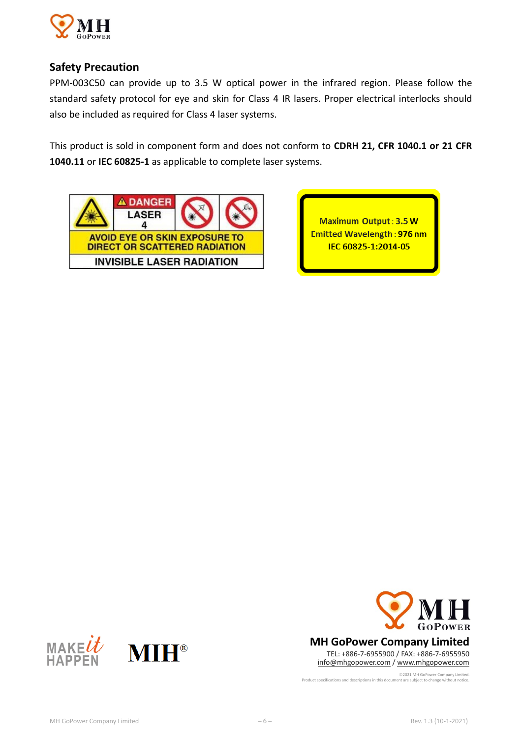## Safety Precaution

PPM-003C50 can provide up to 3.5 W optical power in the infrared region. Please follow the standard safety protocol for eye and skin for Class 4 IR lasers. Proper electrical interlocks should also be included as required for Class 4 laser systems.

This product is sold in component form and does not conform to **CDRH 21, CFR 1040.1 or 21 CFR 1040.11** or **IEC 60825-1** as applicable to complete laser systems.

DANGER
LASER
4
AVOID EYE OR SKIN EXPOSURE TO
DIRECT OR SCATTERED RADIATION
INVISIBLE LASER RADIATION

Maximum Output : 3.5 W
Emitted Wavelength : 976 nm
IEC 60825-1:2014-05

MAKE it HAPPEN

MIH®

**MH GoPower Company Limited**
TEL: +886-7-6955900 / FAX: +886-7-6955950
info@mhgopower.com / www.mhgopower.com

©2021 MH GoPower Company Limited.
Product specifications and descriptions in this document are subject to change without notice.